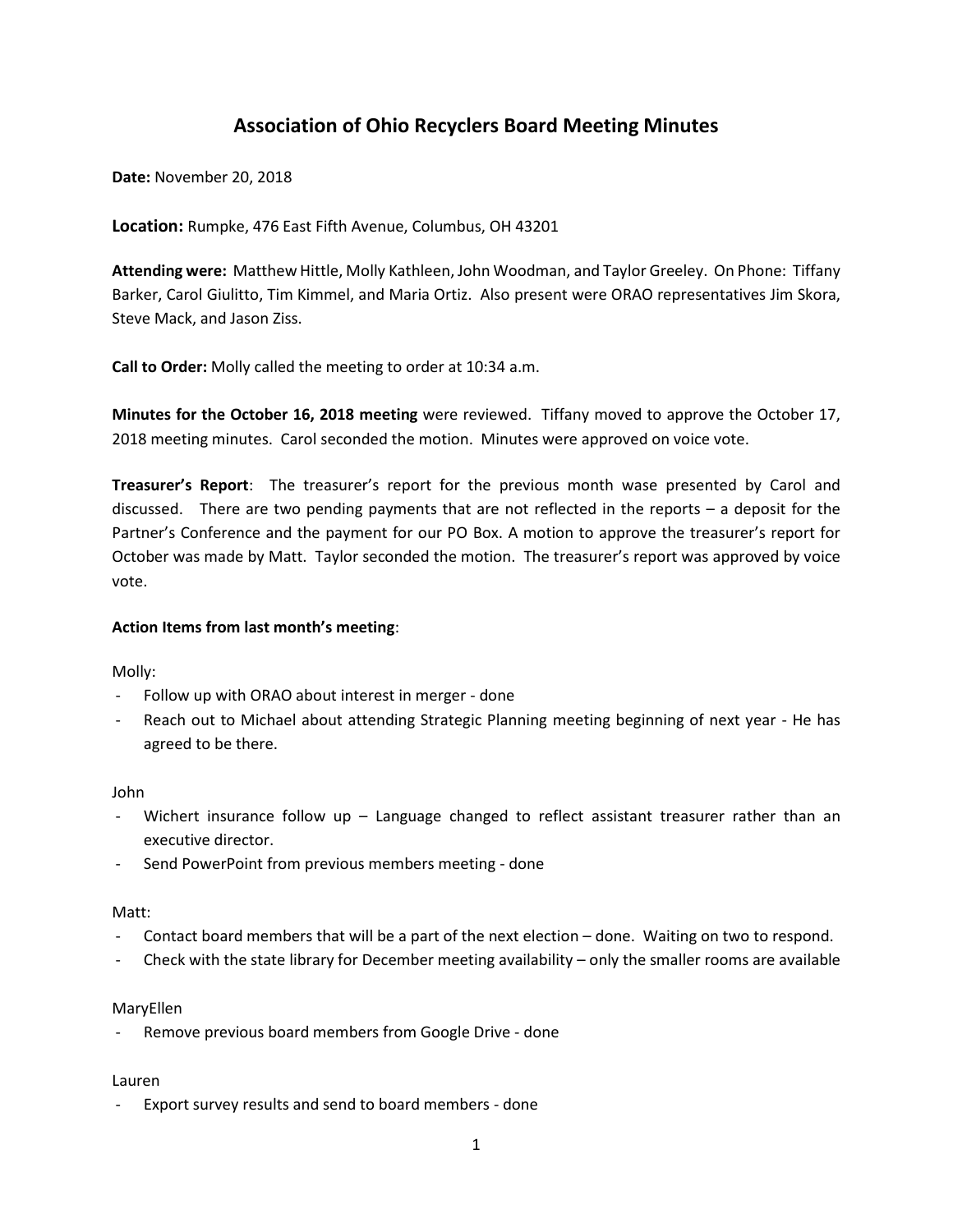# Association of Ohio Recyclers Board Meeting Minutes

**Date:** November 20, 2018

**Location:** Rumpke, 476 East Fifth Avenue, Columbus, OH 43201

**Attending were:** Matthew Hittle, Molly Kathleen, John Woodman, and Taylor Greeley. On Phone: Tiffany Barker, Carol Giulitto, Tim Kimmel, and Maria Ortiz. Also present were ORAO representatives Jim Skora, Steve Mack, and Jason Ziss.

**Call to Order:** Molly called the meeting to order at 10:34 a.m.

**Minutes for the October 16, 2018 meeting** were reviewed. Tiffany moved to approve the October 17, 2018 meeting minutes. Carol seconded the motion. Minutes were approved on voice vote.

**Treasurer's Report**: The treasurer's report for the previous month wase presented by Carol and discussed. There are two pending payments that are not reflected in the reports – a deposit for the Partner's Conference and the payment for our PO Box. A motion to approve the treasurer's report for October was made by Matt. Taylor seconded the motion. The treasurer's report was approved by voice vote.

**Action Items from last month's meeting**:

Molly:

- Follow up with ORAO about interest in merger - done
- Reach out to Michael about attending Strategic Planning meeting beginning of next year - He has agreed to be there.

John

- Wichert insurance follow up – Language changed to reflect assistant treasurer rather than an executive director.
- Send PowerPoint from previous members meeting - done

Matt:

- Contact board members that will be a part of the next election – done. Waiting on two to respond.
- Check with the state library for December meeting availability – only the smaller rooms are available

MaryEllen

- Remove previous board members from Google Drive - done

Lauren

- Export survey results and send to board members - done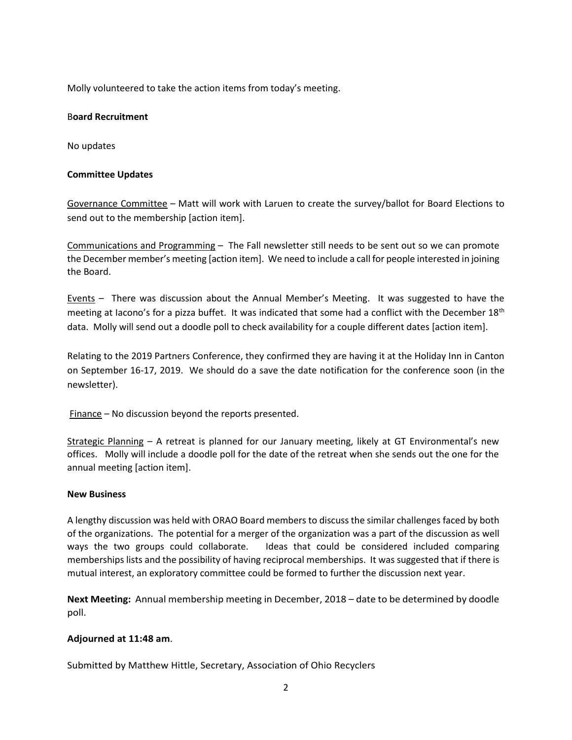Molly volunteered to take the action items from today's meeting.

**Board Recruitment**

No updates

**Committee Updates**

Governance Committee – Matt will work with Laruen to create the survey/ballot for Board Elections to send out to the membership [action item].

Communications and Programming – The Fall newsletter still needs to be sent out so we can promote the December member's meeting [action item]. We need to include a call for people interested in joining the Board.

Events – There was discussion about the Annual Member's Meeting. It was suggested to have the meeting at Iacono's for a pizza buffet. It was indicated that some had a conflict with the December 18th data. Molly will send out a doodle poll to check availability for a couple different dates [action item].

Relating to the 2019 Partners Conference, they confirmed they are having it at the Holiday Inn in Canton on September 16-17, 2019. We should do a save the date notification for the conference soon (in the newsletter).

Finance – No discussion beyond the reports presented.

Strategic Planning – A retreat is planned for our January meeting, likely at GT Environmental's new offices. Molly will include a doodle poll for the date of the retreat when she sends out the one for the annual meeting [action item].

**New Business**

A lengthy discussion was held with ORAO Board members to discuss the similar challenges faced by both of the organizations. The potential for a merger of the organization was a part of the discussion as well ways the two groups could collaborate. Ideas that could be considered included comparing memberships lists and the possibility of having reciprocal memberships. It was suggested that if there is mutual interest, an exploratory committee could be formed to further the discussion next year.

**Next Meeting:** Annual membership meeting in December, 2018 – date to be determined by doodle poll.

**Adjourned at 11:48 am**.

Submitted by Matthew Hittle, Secretary, Association of Ohio Recyclers